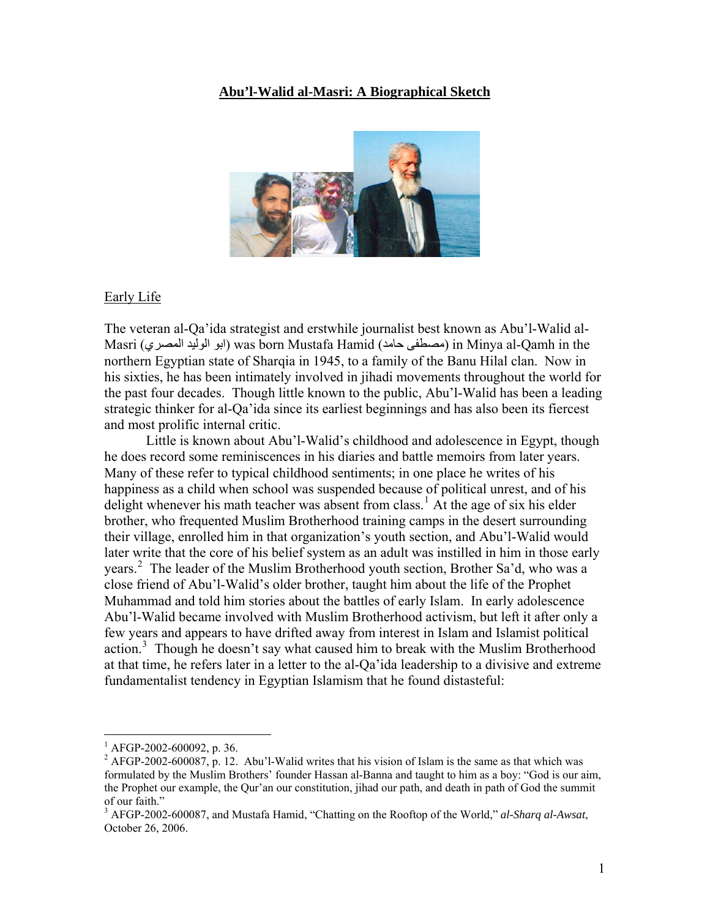# Abu'l-Walid al-Masri: A Biographical Sketch

## Early Life

The veteran al-Qa'ida strategist and erstwhile journalist best known as Abu'l-Walid al-Masri (ابو الوليد المصري) was born Mustafa Hamid (مصطفى حامد) in Minya al-Qamh in the northern Egyptian state of Sharqia in 1945, to a family of the Banu Hilal clan. Now in his sixties, he has been intimately involved in jihadi movements throughout the world for the past four decades. Though little known to the public, Abu'l-Walid has been a leading strategic thinker for al-Qa'ida since its earliest beginnings and has also been its fiercest and most prolific internal critic.

Little is known about Abu'l-Walid's childhood and adolescence in Egypt, though he does record some reminiscences in his diaries and battle memoirs from later years. Many of these refer to typical childhood sentiments; in one place he writes of his happiness as a child when school was suspended because of political unrest, and of his delight whenever his math teacher was absent from class.[1] At the age of six his elder brother, who frequented Muslim Brotherhood training camps in the desert surrounding their village, enrolled him in that organization's youth section, and Abu'l-Walid would later write that the core of his belief system as an adult was instilled in him in those early years.[2] The leader of the Muslim Brotherhood youth section, Brother Sa'd, who was a close friend of Abu'l-Walid's older brother, taught him about the life of the Prophet Muhammad and told him stories about the battles of early Islam. In early adolescence Abu'l-Walid became involved with Muslim Brotherhood activism, but left it after only a few years and appears to have drifted away from interest in Islam and Islamist political action.[3] Though he doesn't say what caused him to break with the Muslim Brotherhood at that time, he refers later in a letter to the al-Qa'ida leadership to a divisive and extreme fundamentalist tendency in Egyptian Islamism that he found distasteful:

---

[1] AFGP-2002-600092, p. 36.

[2] AFGP-2002-600087, p. 12. Abu'l-Walid writes that his vision of Islam is the same as that which was formulated by the Muslim Brothers' founder Hassan al-Banna and taught to him as a boy: "God is our aim, the Prophet our example, the Qur'an our constitution, jihad our path, and death in path of God the summit of our faith."

[3] AFGP-2002-600087, and Mustafa Hamid, "Chatting on the Rooftop of the World," *al-Sharq al-Awsat*, October 26, 2006.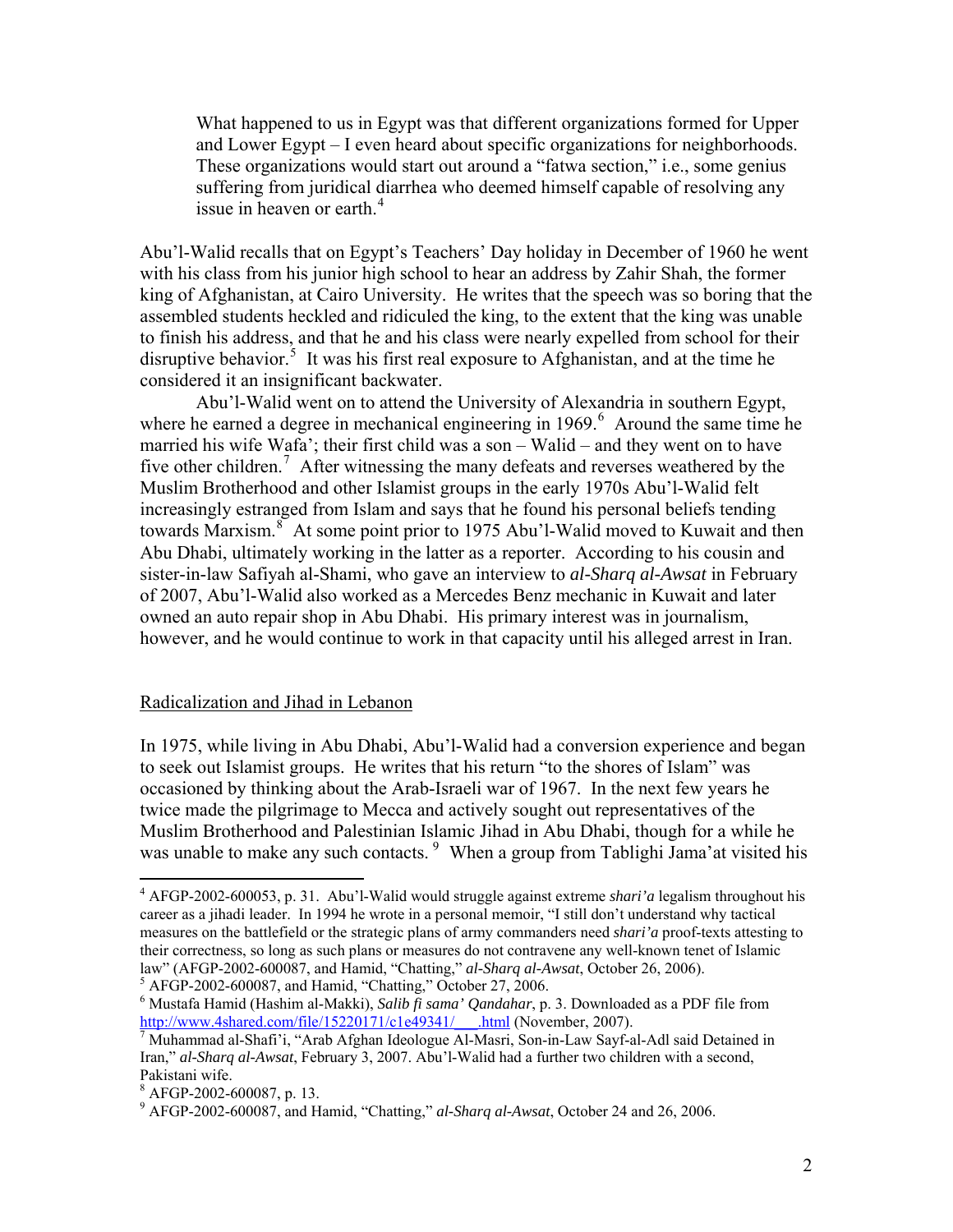> What happened to us in Egypt was that different organizations formed for Upper and Lower Egypt – I even heard about specific organizations for neighborhoods. These organizations would start out around a "fatwa section," i.e., some genius suffering from juridical diarrhea who deemed himself capable of resolving any issue in heaven or earth.[4]

Abu'l-Walid recalls that on Egypt's Teachers' Day holiday in December of 1960 he went with his class from his junior high school to hear an address by Zahir Shah, the former king of Afghanistan, at Cairo University. He writes that the speech was so boring that the assembled students heckled and ridiculed the king, to the extent that the king was unable to finish his address, and that he and his class were nearly expelled from school for their disruptive behavior.[5] It was his first real exposure to Afghanistan, and at the time he considered it an insignificant backwater.

Abu'l-Walid went on to attend the University of Alexandria in southern Egypt, where he earned a degree in mechanical engineering in 1969.[6] Around the same time he married his wife Wafa'; their first child was a son – Walid – and they went on to have five other children.[7] After witnessing the many defeats and reverses weathered by the Muslim Brotherhood and other Islamist groups in the early 1970s Abu'l-Walid felt increasingly estranged from Islam and says that he found his personal beliefs tending towards Marxism.[8] At some point prior to 1975 Abu'l-Walid moved to Kuwait and then Abu Dhabi, ultimately working in the latter as a reporter. According to his cousin and sister-in-law Safiyah al-Shami, who gave an interview to *al-Sharq al-Awsat* in February of 2007, Abu'l-Walid also worked as a Mercedes Benz mechanic in Kuwait and later owned an auto repair shop in Abu Dhabi. His primary interest was in journalism, however, and he would continue to work in that capacity until his alleged arrest in Iran.

## Radicalization and Jihad in Lebanon

In 1975, while living in Abu Dhabi, Abu'l-Walid had a conversion experience and began to seek out Islamist groups. He writes that his return "to the shores of Islam" was occasioned by thinking about the Arab-Israeli war of 1967. In the next few years he twice made the pilgrimage to Mecca and actively sought out representatives of the Muslim Brotherhood and Palestinian Islamic Jihad in Abu Dhabi, though for a while he was unable to make any such contacts.[9] When a group from Tablighi Jama'at visited his

---

[4] AFGP-2002-600053, p. 31. Abu'l-Walid would struggle against extreme *shari'a* legalism throughout his career as a jihadi leader. In 1994 he wrote in a personal memoir, "I still don't understand why tactical measures on the battlefield or the strategic plans of army commanders need *shari'a* proof-texts attesting to their correctness, so long as such plans or measures do not contravene any well-known tenet of Islamic law" (AFGP-2002-600087, and Hamid, "Chatting," *al-Sharq al-Awsat*, October 26, 2006).

[5] AFGP-2002-600087, and Hamid, "Chatting," October 27, 2006.

[6] Mustafa Hamid (Hashim al-Makki), *Salib fi sama' Qandahar*, p. 3. Downloaded as a PDF file from http://www.4shared.com/file/15220171/c1e49341/___.html (November, 2007).

[7] Muhammad al-Shafi'i, "Arab Afghan Ideologue Al-Masri, Son-in-Law Sayf-al-Adl said Detained in Iran," *al-Sharq al-Awsat*, February 3, 2007. Abu'l-Walid had a further two children with a second, Pakistani wife.

[8] AFGP-2002-600087, p. 13.

[9] AFGP-2002-600087, and Hamid, "Chatting," *al-Sharq al-Awsat*, October 24 and 26, 2006.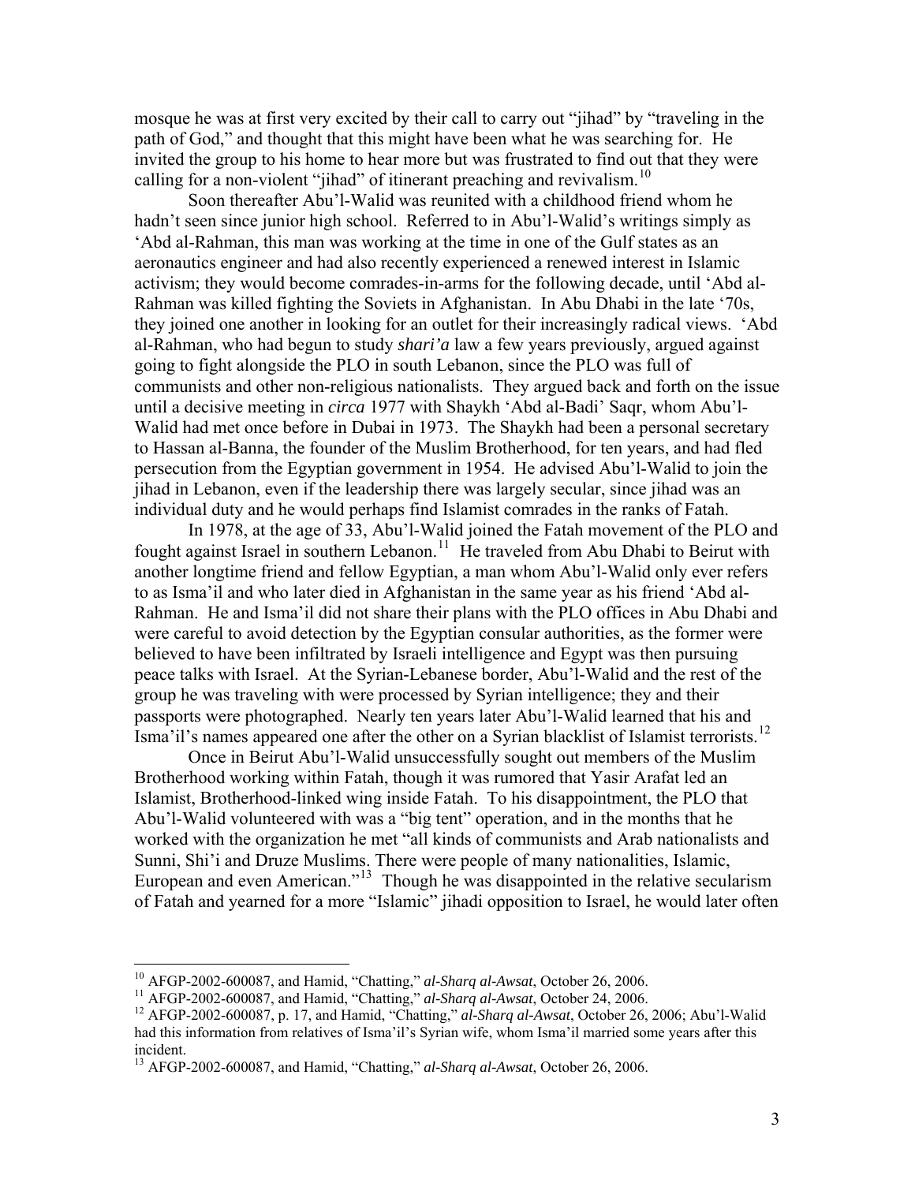mosque he was at first very excited by their call to carry out "jihad" by "traveling in the path of God," and thought that this might have been what he was searching for. He invited the group to his home to hear more but was frustrated to find out that they were calling for a non-violent "jihad" of itinerant preaching and revivalism.[10]

Soon thereafter Abu'l-Walid was reunited with a childhood friend whom he hadn't seen since junior high school. Referred to in Abu'l-Walid's writings simply as 'Abd al-Rahman, this man was working at the time in one of the Gulf states as an aeronautics engineer and had also recently experienced a renewed interest in Islamic activism; they would become comrades-in-arms for the following decade, until 'Abd al-Rahman was killed fighting the Soviets in Afghanistan. In Abu Dhabi in the late '70s, they joined one another in looking for an outlet for their increasingly radical views. 'Abd al-Rahman, who had begun to study *shari'a* law a few years previously, argued against going to fight alongside the PLO in south Lebanon, since the PLO was full of communists and other non-religious nationalists. They argued back and forth on the issue until a decisive meeting in *circa* 1977 with Shaykh 'Abd al-Badi' Saqr, whom Abu'l-Walid had met once before in Dubai in 1973. The Shaykh had been a personal secretary to Hassan al-Banna, the founder of the Muslim Brotherhood, for ten years, and had fled persecution from the Egyptian government in 1954. He advised Abu'l-Walid to join the jihad in Lebanon, even if the leadership there was largely secular, since jihad was an individual duty and he would perhaps find Islamist comrades in the ranks of Fatah.

In 1978, at the age of 33, Abu'l-Walid joined the Fatah movement of the PLO and fought against Israel in southern Lebanon.[11] He traveled from Abu Dhabi to Beirut with another longtime friend and fellow Egyptian, a man whom Abu'l-Walid only ever refers to as Isma'il and who later died in Afghanistan in the same year as his friend 'Abd al-Rahman. He and Isma'il did not share their plans with the PLO offices in Abu Dhabi and were careful to avoid detection by the Egyptian consular authorities, as the former were believed to have been infiltrated by Israeli intelligence and Egypt was then pursuing peace talks with Israel. At the Syrian-Lebanese border, Abu'l-Walid and the rest of the group he was traveling with were processed by Syrian intelligence; they and their passports were photographed. Nearly ten years later Abu'l-Walid learned that his and Isma'il's names appeared one after the other on a Syrian blacklist of Islamist terrorists.[12]

Once in Beirut Abu'l-Walid unsuccessfully sought out members of the Muslim Brotherhood working within Fatah, though it was rumored that Yasir Arafat led an Islamist, Brotherhood-linked wing inside Fatah. To his disappointment, the PLO that Abu'l-Walid volunteered with was a "big tent" operation, and in the months that he worked with the organization he met "all kinds of communists and Arab nationalists and Sunni, Shi'i and Druze Muslims. There were people of many nationalities, Islamic, European and even American."[13] Though he was disappointed in the relative secularism of Fatah and yearned for a more "Islamic" jihadi opposition to Israel, he would later often

---

[10] AFGP-2002-600087, and Hamid, "Chatting," *al-Sharq al-Awsat*, October 26, 2006.

[11] AFGP-2002-600087, and Hamid, "Chatting," *al-Sharq al-Awsat*, October 24, 2006.

[12] AFGP-2002-600087, p. 17, and Hamid, "Chatting," *al-Sharq al-Awsat*, October 26, 2006; Abu'l-Walid had this information from relatives of Isma'il's Syrian wife, whom Isma'il married some years after this incident.

[13] AFGP-2002-600087, and Hamid, "Chatting," *al-Sharq al-Awsat*, October 26, 2006.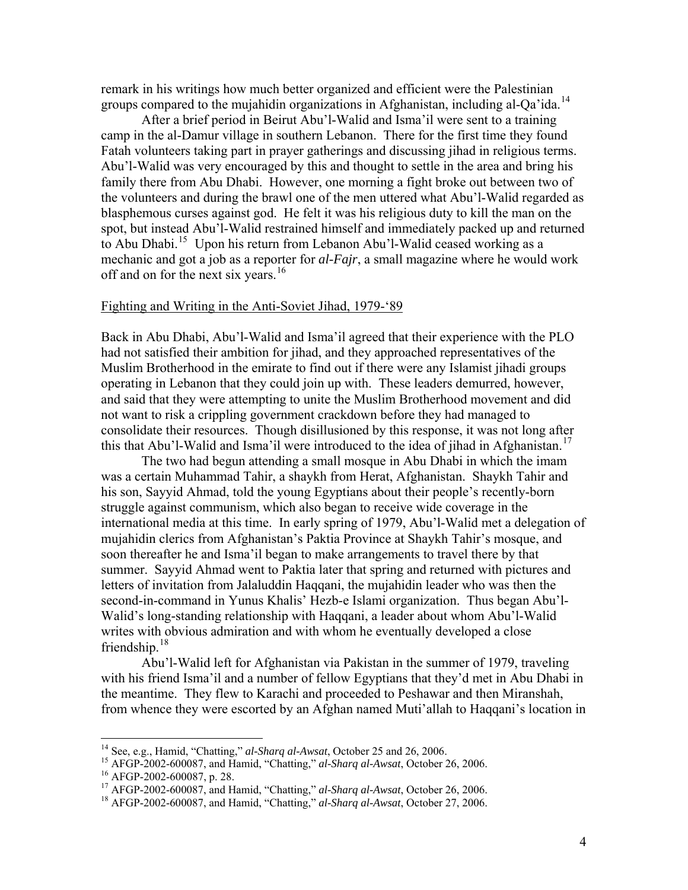remark in his writings how much better organized and efficient were the Palestinian groups compared to the mujahidin organizations in Afghanistan, including al-Qa'ida.[14]

After a brief period in Beirut Abu'l-Walid and Isma'il were sent to a training camp in the al-Damur village in southern Lebanon. There for the first time they found Fatah volunteers taking part in prayer gatherings and discussing jihad in religious terms. Abu'l-Walid was very encouraged by this and thought to settle in the area and bring his family there from Abu Dhabi. However, one morning a fight broke out between two of the volunteers and during the brawl one of the men uttered what Abu'l-Walid regarded as blasphemous curses against god. He felt it was his religious duty to kill the man on the spot, but instead Abu'l-Walid restrained himself and immediately packed up and returned to Abu Dhabi.[15] Upon his return from Lebanon Abu'l-Walid ceased working as a mechanic and got a job as a reporter for *al-Fajr*, a small magazine where he would work off and on for the next six years.[16]

## Fighting and Writing in the Anti-Soviet Jihad, 1979-'89

Back in Abu Dhabi, Abu'l-Walid and Isma'il agreed that their experience with the PLO had not satisfied their ambition for jihad, and they approached representatives of the Muslim Brotherhood in the emirate to find out if there were any Islamist jihadi groups operating in Lebanon that they could join up with. These leaders demurred, however, and said that they were attempting to unite the Muslim Brotherhood movement and did not want to risk a crippling government crackdown before they had managed to consolidate their resources. Though disillusioned by this response, it was not long after this that Abu'l-Walid and Isma'il were introduced to the idea of jihad in Afghanistan.[17]

The two had begun attending a small mosque in Abu Dhabi in which the imam was a certain Muhammad Tahir, a shaykh from Herat, Afghanistan. Shaykh Tahir and his son, Sayyid Ahmad, told the young Egyptians about their people's recently-born struggle against communism, which also began to receive wide coverage in the international media at this time. In early spring of 1979, Abu'l-Walid met a delegation of mujahidin clerics from Afghanistan's Paktia Province at Shaykh Tahir's mosque, and soon thereafter he and Isma'il began to make arrangements to travel there by that summer. Sayyid Ahmad went to Paktia later that spring and returned with pictures and letters of invitation from Jalaluddin Haqqani, the mujahidin leader who was then the second-in-command in Yunus Khalis' Hezb-e Islami organization. Thus began Abu'l-Walid's long-standing relationship with Haqqani, a leader about whom Abu'l-Walid writes with obvious admiration and with whom he eventually developed a close friendship.[18]

Abu'l-Walid left for Afghanistan via Pakistan in the summer of 1979, traveling with his friend Isma'il and a number of fellow Egyptians that they'd met in Abu Dhabi in the meantime. They flew to Karachi and proceeded to Peshawar and then Miranshah, from whence they were escorted by an Afghan named Muti'allah to Haqqani's location in

---

[14] See, e.g., Hamid, "Chatting," *al-Sharq al-Awsat*, October 25 and 26, 2006.

[15] AFGP-2002-600087, and Hamid, "Chatting," *al-Sharq al-Awsat*, October 26, 2006.

[16] AFGP-2002-600087, p. 28.

[17] AFGP-2002-600087, and Hamid, "Chatting," *al-Sharq al-Awsat*, October 26, 2006.

[18] AFGP-2002-600087, and Hamid, "Chatting," *al-Sharq al-Awsat*, October 27, 2006.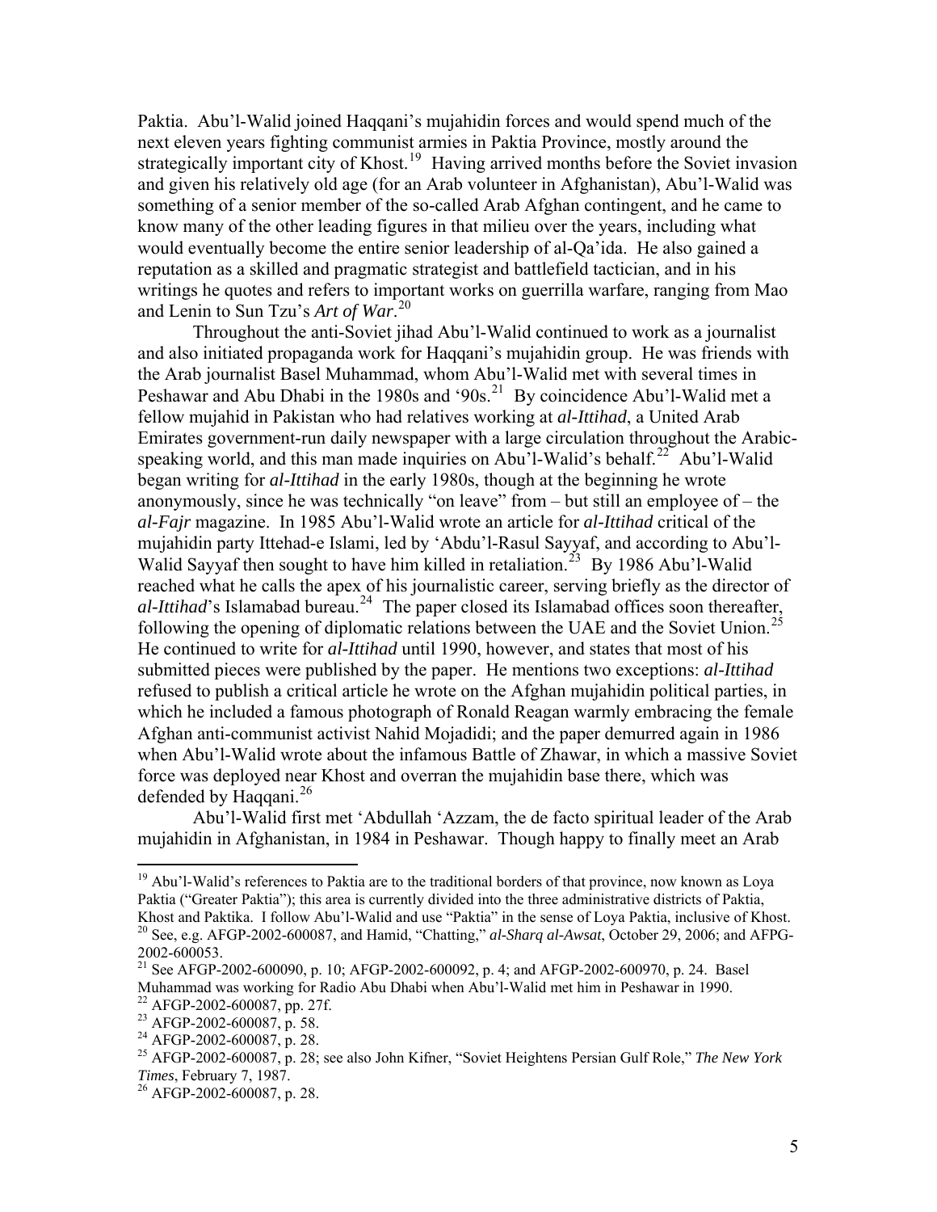Paktia. Abu'l-Walid joined Haqqani's mujahidin forces and would spend much of the next eleven years fighting communist armies in Paktia Province, mostly around the strategically important city of Khost.[19] Having arrived months before the Soviet invasion and given his relatively old age (for an Arab volunteer in Afghanistan), Abu'l-Walid was something of a senior member of the so-called Arab Afghan contingent, and he came to know many of the other leading figures in that milieu over the years, including what would eventually become the entire senior leadership of al-Qa'ida. He also gained a reputation as a skilled and pragmatic strategist and battlefield tactician, and in his writings he quotes and refers to important works on guerrilla warfare, ranging from Mao and Lenin to Sun Tzu's *Art of War*.[20]

Throughout the anti-Soviet jihad Abu'l-Walid continued to work as a journalist and also initiated propaganda work for Haqqani's mujahidin group. He was friends with the Arab journalist Basel Muhammad, whom Abu'l-Walid met with several times in Peshawar and Abu Dhabi in the 1980s and '90s.[21] By coincidence Abu'l-Walid met a fellow mujahid in Pakistan who had relatives working at *al-Ittihad*, a United Arab Emirates government-run daily newspaper with a large circulation throughout the Arabic-speaking world, and this man made inquiries on Abu'l-Walid's behalf.[22] Abu'l-Walid began writing for *al-Ittihad* in the early 1980s, though at the beginning he wrote anonymously, since he was technically "on leave" from – but still an employee of – the *al-Fajr* magazine. In 1985 Abu'l-Walid wrote an article for *al-Ittihad* critical of the mujahidin party Ittehad-e Islami, led by 'Abdu'l-Rasul Sayyaf, and according to Abu'l-Walid Sayyaf then sought to have him killed in retaliation.[23] By 1986 Abu'l-Walid reached what he calls the apex of his journalistic career, serving briefly as the director of *al-Ittihad*'s Islamabad bureau.[24] The paper closed its Islamabad offices soon thereafter, following the opening of diplomatic relations between the UAE and the Soviet Union.[25] He continued to write for *al-Ittihad* until 1990, however, and states that most of his submitted pieces were published by the paper. He mentions two exceptions: *al-Ittihad* refused to publish a critical article he wrote on the Afghan mujahidin political parties, in which he included a famous photograph of Ronald Reagan warmly embracing the female Afghan anti-communist activist Nahid Mojadidi; and the paper demurred again in 1986 when Abu'l-Walid wrote about the infamous Battle of Zhawar, in which a massive Soviet force was deployed near Khost and overran the mujahidin base there, which was defended by Haqqani.[26]

Abu'l-Walid first met 'Abdullah 'Azzam, the de facto spiritual leader of the Arab mujahidin in Afghanistan, in 1984 in Peshawar. Though happy to finally meet an Arab

---

[19] Abu'l-Walid's references to Paktia are to the traditional borders of that province, now known as Loya Paktia ("Greater Paktia"); this area is currently divided into the three administrative districts of Paktia, Khost and Paktika. I follow Abu'l-Walid and use "Paktia" in the sense of Loya Paktia, inclusive of Khost.

[20] See, e.g. AFGP-2002-600087, and Hamid, "Chatting," *al-Sharq al-Awsat*, October 29, 2006; and AFPG-2002-600053.

[21] See AFGP-2002-600090, p. 10; AFGP-2002-600092, p. 4; and AFGP-2002-600970, p. 24. Basel Muhammad was working for Radio Abu Dhabi when Abu'l-Walid met him in Peshawar in 1990.

[22] AFGP-2002-600087, pp. 27f.

[23] AFGP-2002-600087, p. 58.

[24] AFGP-2002-600087, p. 28.

[25] AFGP-2002-600087, p. 28; see also John Kifner, "Soviet Heightens Persian Gulf Role," *The New York Times*, February 7, 1987.

[26] AFGP-2002-600087, p. 28.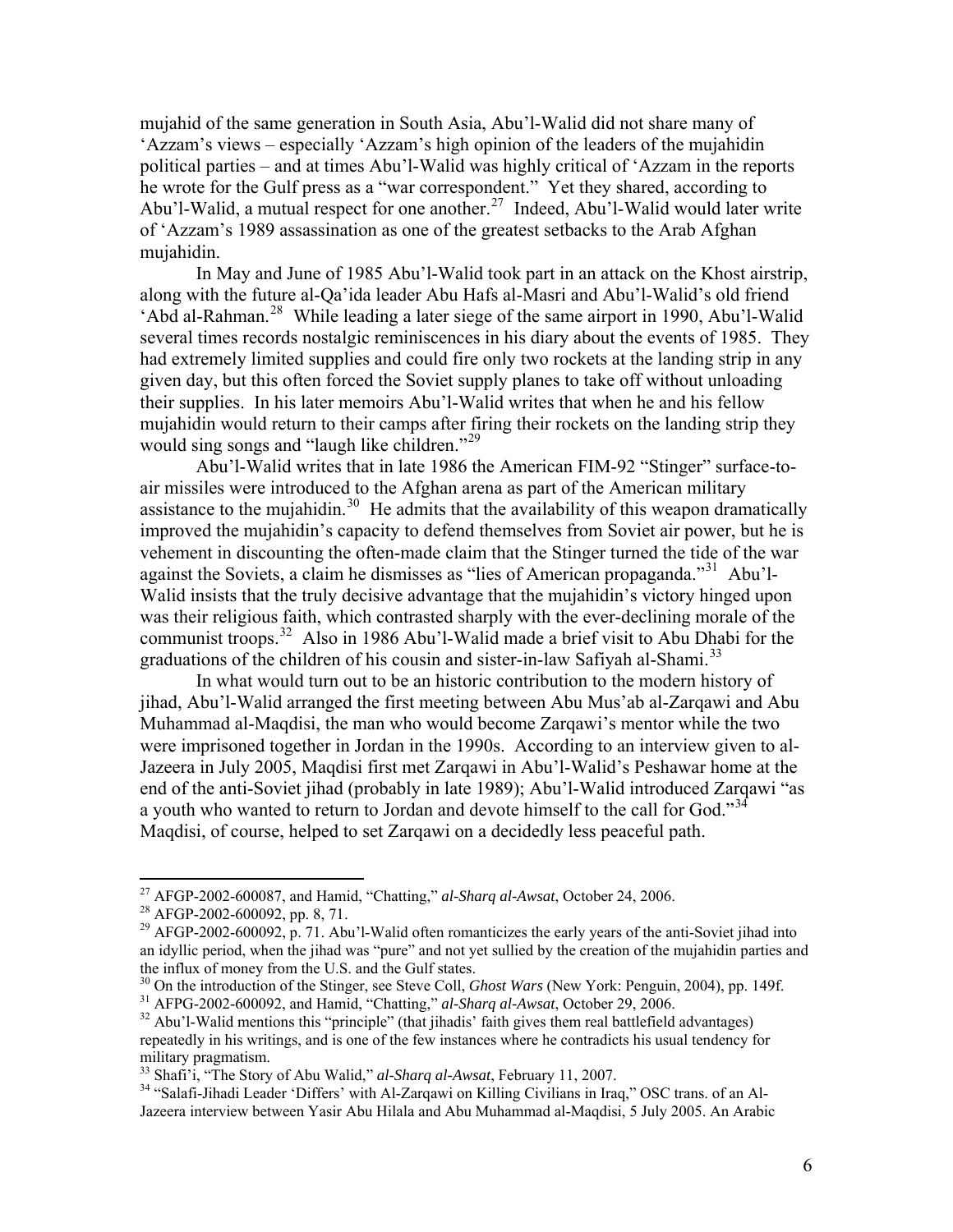mujahid of the same generation in South Asia, Abu'l-Walid did not share many of 'Azzam's views – especially 'Azzam's high opinion of the leaders of the mujahidin political parties – and at times Abu'l-Walid was highly critical of 'Azzam in the reports he wrote for the Gulf press as a "war correspondent." Yet they shared, according to Abu'l-Walid, a mutual respect for one another.[27] Indeed, Abu'l-Walid would later write of 'Azzam's 1989 assassination as one of the greatest setbacks to the Arab Afghan mujahidin.

In May and June of 1985 Abu'l-Walid took part in an attack on the Khost airstrip, along with the future al-Qa'ida leader Abu Hafs al-Masri and Abu'l-Walid's old friend 'Abd al-Rahman.[28] While leading a later siege of the same airport in 1990, Abu'l-Walid several times records nostalgic reminiscences in his diary about the events of 1985. They had extremely limited supplies and could fire only two rockets at the landing strip in any given day, but this often forced the Soviet supply planes to take off without unloading their supplies. In his later memoirs Abu'l-Walid writes that when he and his fellow mujahidin would return to their camps after firing their rockets on the landing strip they would sing songs and "laugh like children."[29]

Abu'l-Walid writes that in late 1986 the American FIM-92 "Stinger" surface-to-air missiles were introduced to the Afghan arena as part of the American military assistance to the mujahidin.[30] He admits that the availability of this weapon dramatically improved the mujahidin's capacity to defend themselves from Soviet air power, but he is vehement in discounting the often-made claim that the Stinger turned the tide of the war against the Soviets, a claim he dismisses as "lies of American propaganda."[31] Abu'l-Walid insists that the truly decisive advantage that the mujahidin's victory hinged upon was their religious faith, which contrasted sharply with the ever-declining morale of the communist troops.[32] Also in 1986 Abu'l-Walid made a brief visit to Abu Dhabi for the graduations of the children of his cousin and sister-in-law Safiyah al-Shami.[33]

In what would turn out to be an historic contribution to the modern history of jihad, Abu'l-Walid arranged the first meeting between Abu Mus'ab al-Zarqawi and Abu Muhammad al-Maqdisi, the man who would become Zarqawi's mentor while the two were imprisoned together in Jordan in the 1990s. According to an interview given to al-Jazeera in July 2005, Maqdisi first met Zarqawi in Abu'l-Walid's Peshawar home at the end of the anti-Soviet jihad (probably in late 1989); Abu'l-Walid introduced Zarqawi "as a youth who wanted to return to Jordan and devote himself to the call for God."[34] Maqdisi, of course, helped to set Zarqawi on a decidedly less peaceful path.

---

[27] AFGP-2002-600087, and Hamid, "Chatting," *al-Sharq al-Awsat*, October 24, 2006.

[28] AFGP-2002-600092, pp. 8, 71.

[29] AFGP-2002-600092, p. 71. Abu'l-Walid often romanticizes the early years of the anti-Soviet jihad into an idyllic period, when the jihad was "pure" and not yet sullied by the creation of the mujahidin parties and the influx of money from the U.S. and the Gulf states.

[30] On the introduction of the Stinger, see Steve Coll, *Ghost Wars* (New York: Penguin, 2004), pp. 149f.

[31] AFPG-2002-600092, and Hamid, "Chatting," *al-Sharq al-Awsat*, October 29, 2006.

[32] Abu'l-Walid mentions this "principle" (that jihadis' faith gives them real battlefield advantages) repeatedly in his writings, and is one of the few instances where he contradicts his usual tendency for military pragmatism.

[33] Shafi'i, "The Story of Abu Walid," *al-Sharq al-Awsat*, February 11, 2007.

[34] "Salafi-Jihadi Leader 'Differs' with Al-Zarqawi on Killing Civilians in Iraq," OSC trans. of an Al-Jazeera interview between Yasir Abu Hilala and Abu Muhammad al-Maqdisi, 5 July 2005. An Arabic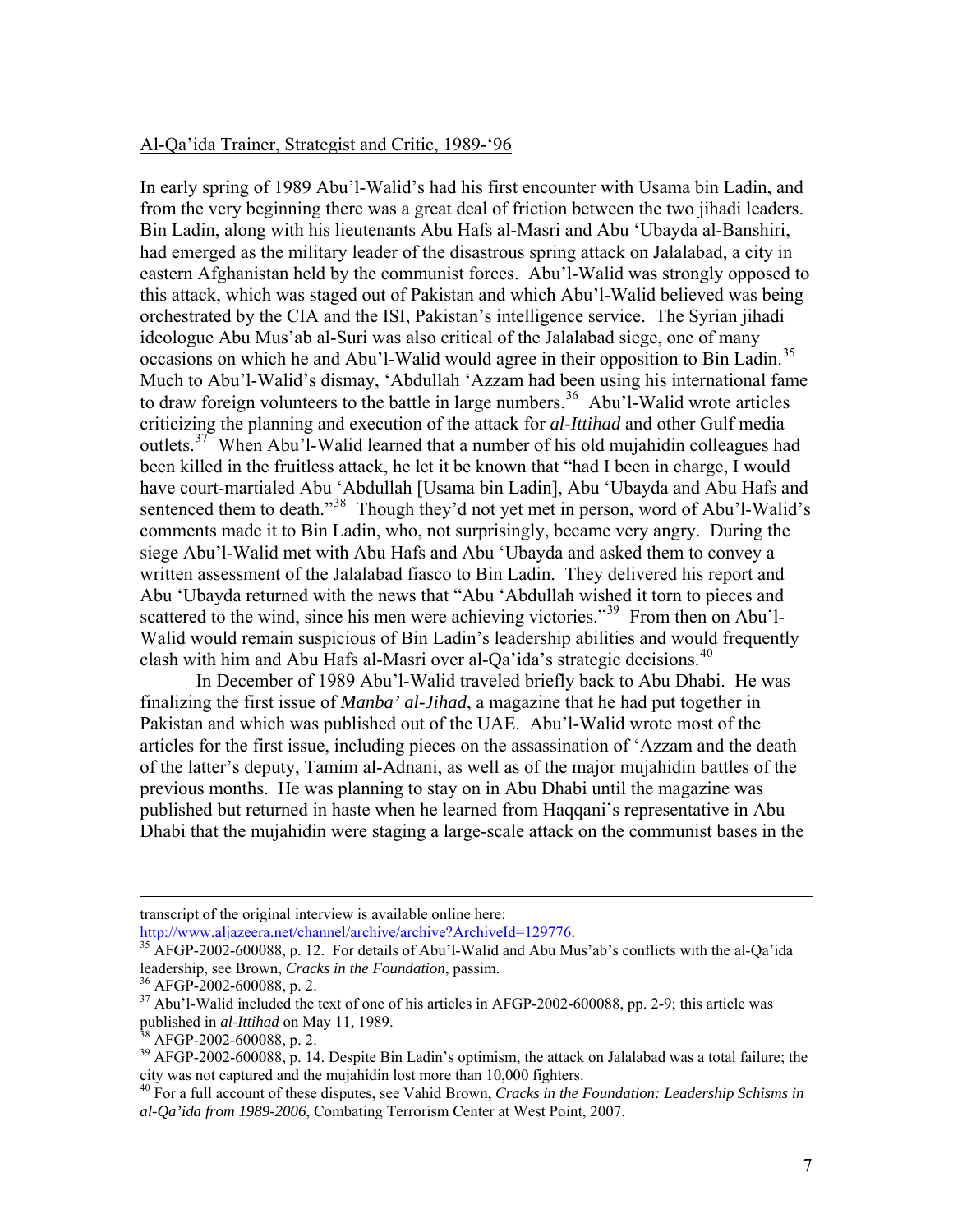Al-Qa'ida Trainer, Strategist and Critic, 1989-'96

In early spring of 1989 Abu'l-Walid's had his first encounter with Usama bin Ladin, and from the very beginning there was a great deal of friction between the two jihadi leaders. Bin Ladin, along with his lieutenants Abu Hafs al-Masri and Abu 'Ubayda al-Banshiri, had emerged as the military leader of the disastrous spring attack on Jalalabad, a city in eastern Afghanistan held by the communist forces. Abu'l-Walid was strongly opposed to this attack, which was staged out of Pakistan and which Abu'l-Walid believed was being orchestrated by the CIA and the ISI, Pakistan's intelligence service. The Syrian jihadi ideologue Abu Mus'ab al-Suri was also critical of the Jalalabad siege, one of many occasions on which he and Abu'l-Walid would agree in their opposition to Bin Ladin.[35] Much to Abu'l-Walid's dismay, 'Abdullah 'Azzam had been using his international fame to draw foreign volunteers to the battle in large numbers.[36] Abu'l-Walid wrote articles criticizing the planning and execution of the attack for *al-Ittihad* and other Gulf media outlets.[37] When Abu'l-Walid learned that a number of his old mujahidin colleagues had been killed in the fruitless attack, he let it be known that "had I been in charge, I would have court-martialed Abu 'Abdullah [Usama bin Ladin], Abu 'Ubayda and Abu Hafs and sentenced them to death."[38] Though they'd not yet met in person, word of Abu'l-Walid's comments made it to Bin Ladin, who, not surprisingly, became very angry. During the siege Abu'l-Walid met with Abu Hafs and Abu 'Ubayda and asked them to convey a written assessment of the Jalalabad fiasco to Bin Ladin. They delivered his report and Abu 'Ubayda returned with the news that "Abu 'Abdullah wished it torn to pieces and scattered to the wind, since his men were achieving victories."[39] From then on Abu'l-Walid would remain suspicious of Bin Ladin's leadership abilities and would frequently clash with him and Abu Hafs al-Masri over al-Qa'ida's strategic decisions.[40]

In December of 1989 Abu'l-Walid traveled briefly back to Abu Dhabi. He was finalizing the first issue of *Manba' al-Jihad*, a magazine that he had put together in Pakistan and which was published out of the UAE. Abu'l-Walid wrote most of the articles for the first issue, including pieces on the assassination of 'Azzam and the death of the latter's deputy, Tamim al-Adnani, as well as of the major mujahidin battles of the previous months. He was planning to stay on in Abu Dhabi until the magazine was published but returned in haste when he learned from Haqqani's representative in Abu Dhabi that the mujahidin were staging a large-scale attack on the communist bases in the

---

transcript of the original interview is available online here: http://www.aljazeera.net/channel/archive/archive?ArchiveId=129776.

[35] AFGP-2002-600088, p. 12. For details of Abu'l-Walid and Abu Mus'ab's conflicts with the al-Qa'ida leadership, see Brown, *Cracks in the Foundation*, passim.

[36] AFGP-2002-600088, p. 2.

[37] Abu'l-Walid included the text of one of his articles in AFGP-2002-600088, pp. 2-9; this article was published in *al-Ittihad* on May 11, 1989.

[38] AFGP-2002-600088, p. 2.

[39] AFGP-2002-600088, p. 14. Despite Bin Ladin's optimism, the attack on Jalalabad was a total failure; the city was not captured and the mujahidin lost more than 10,000 fighters.

[40] For a full account of these disputes, see Vahid Brown, *Cracks in the Foundation: Leadership Schisms in al-Qa'ida from 1989-2006*, Combating Terrorism Center at West Point, 2007.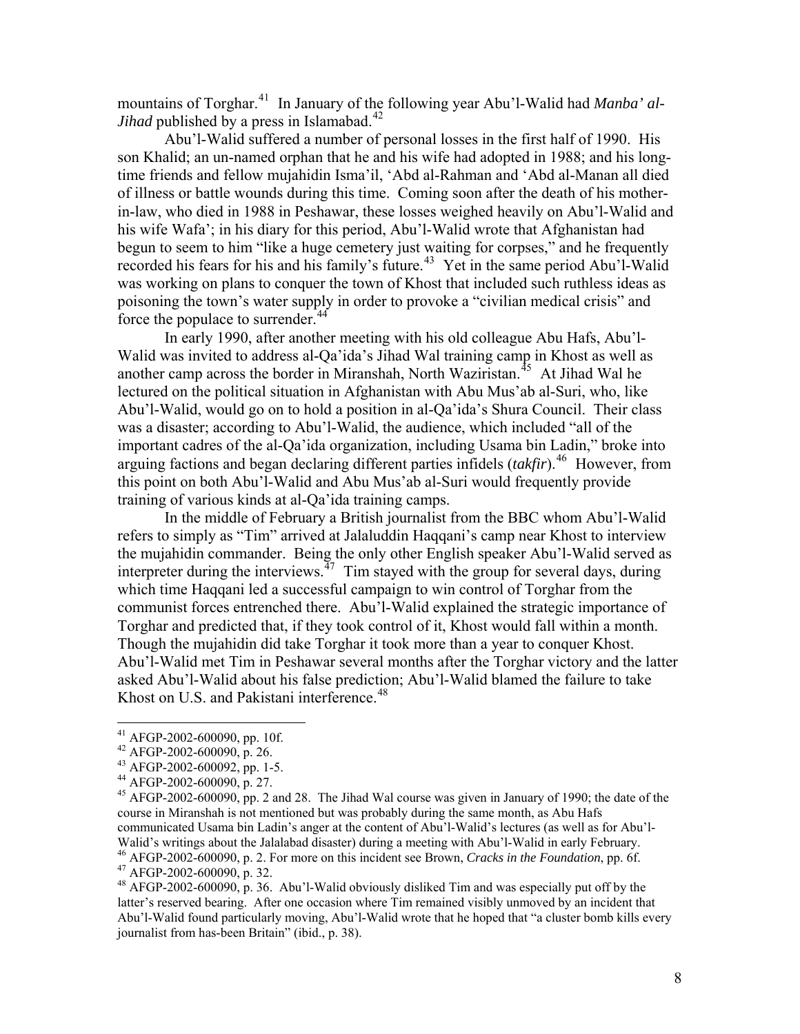mountains of Torghar.[41] In January of the following year Abu'l-Walid had *Manba' al-Jihad* published by a press in Islamabad.[42]

Abu'l-Walid suffered a number of personal losses in the first half of 1990. His son Khalid; an un-named orphan that he and his wife had adopted in 1988; and his long-time friends and fellow mujahidin Isma'il, 'Abd al-Rahman and 'Abd al-Manan all died of illness or battle wounds during this time. Coming soon after the death of his mother-in-law, who died in 1988 in Peshawar, these losses weighed heavily on Abu'l-Walid and his wife Wafa'; in his diary for this period, Abu'l-Walid wrote that Afghanistan had begun to seem to him "like a huge cemetery just waiting for corpses," and he frequently recorded his fears for his and his family's future.[43] Yet in the same period Abu'l-Walid was working on plans to conquer the town of Khost that included such ruthless ideas as poisoning the town's water supply in order to provoke a "civilian medical crisis" and force the populace to surrender.[44]

In early 1990, after another meeting with his old colleague Abu Hafs, Abu'l-Walid was invited to address al-Qa'ida's Jihad Wal training camp in Khost as well as another camp across the border in Miranshah, North Waziristan.[45] At Jihad Wal he lectured on the political situation in Afghanistan with Abu Mus'ab al-Suri, who, like Abu'l-Walid, would go on to hold a position in al-Qa'ida's Shura Council. Their class was a disaster; according to Abu'l-Walid, the audience, which included "all of the important cadres of the al-Qa'ida organization, including Usama bin Ladin," broke into arguing factions and began declaring different parties infidels (*takfir*).[46] However, from this point on both Abu'l-Walid and Abu Mus'ab al-Suri would frequently provide training of various kinds at al-Qa'ida training camps.

In the middle of February a British journalist from the BBC whom Abu'l-Walid refers to simply as "Tim" arrived at Jalaluddin Haqqani's camp near Khost to interview the mujahidin commander. Being the only other English speaker Abu'l-Walid served as interpreter during the interviews.[47] Tim stayed with the group for several days, during which time Haqqani led a successful campaign to win control of Torghar from the communist forces entrenched there. Abu'l-Walid explained the strategic importance of Torghar and predicted that, if they took control of it, Khost would fall within a month. Though the mujahidin did take Torghar it took more than a year to conquer Khost. Abu'l-Walid met Tim in Peshawar several months after the Torghar victory and the latter asked Abu'l-Walid about his false prediction; Abu'l-Walid blamed the failure to take Khost on U.S. and Pakistani interference.[48]

---

[41] AFGP-2002-600090, pp. 10f.

[42] AFGP-2002-600090, p. 26.

[43] AFGP-2002-600092, pp. 1-5.

[44] AFGP-2002-600090, p. 27.

[45] AFGP-2002-600090, pp. 2 and 28. The Jihad Wal course was given in January of 1990; the date of the course in Miranshah is not mentioned but was probably during the same month, as Abu Hafs communicated Usama bin Ladin's anger at the content of Abu'l-Walid's lectures (as well as for Abu'l-Walid's writings about the Jalalabad disaster) during a meeting with Abu'l-Walid in early February.

[46] AFGP-2002-600090, p. 2. For more on this incident see Brown, *Cracks in the Foundation*, pp. 6f.

[47] AFGP-2002-600090, p. 32.

[48] AFGP-2002-600090, p. 36. Abu'l-Walid obviously disliked Tim and was especially put off by the latter's reserved bearing. After one occasion where Tim remained visibly unmoved by an incident that Abu'l-Walid found particularly moving, Abu'l-Walid wrote that he hoped that "a cluster bomb kills every journalist from has-been Britain" (ibid., p. 38).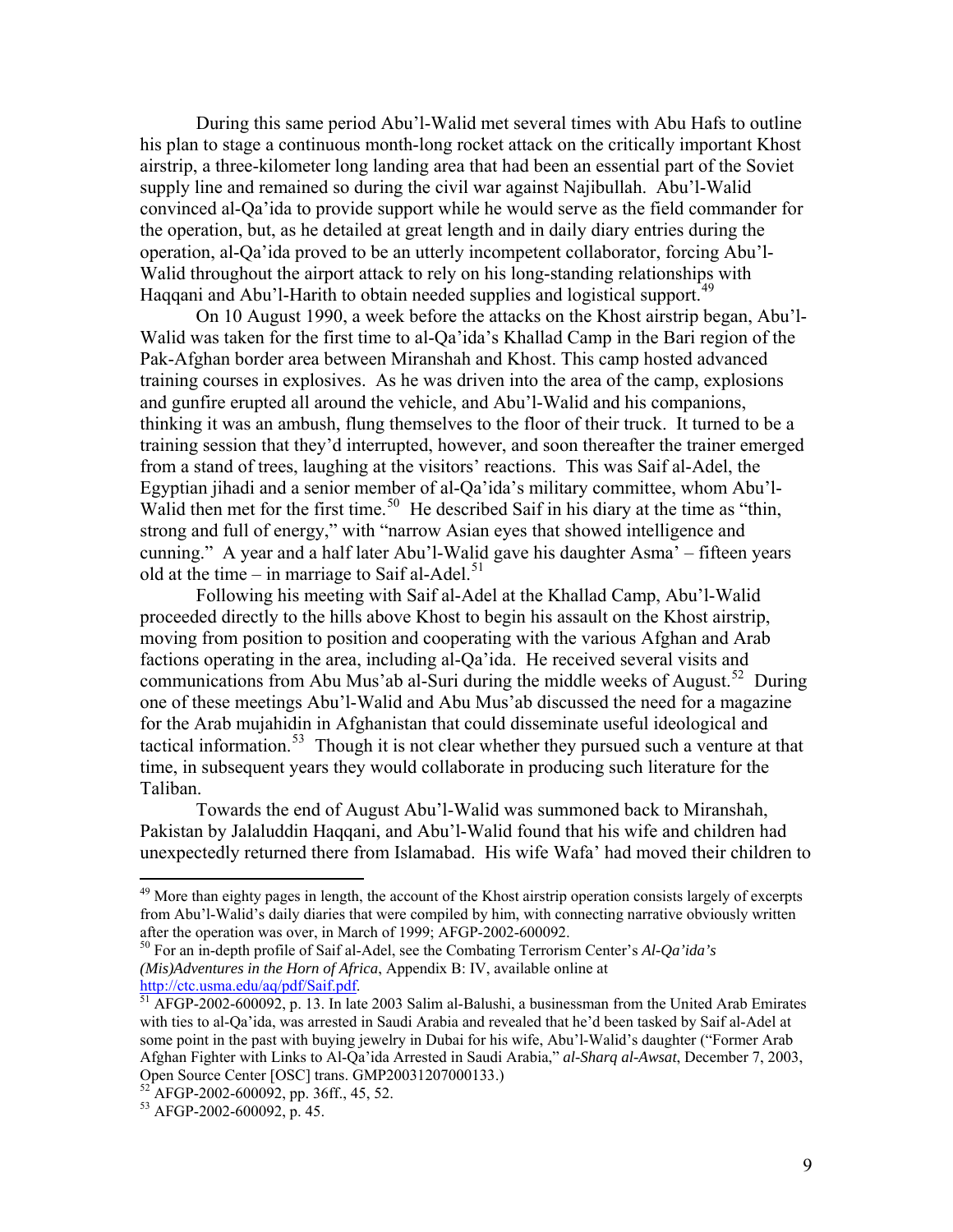During this same period Abu'l-Walid met several times with Abu Hafs to outline his plan to stage a continuous month-long rocket attack on the critically important Khost airstrip, a three-kilometer long landing area that had been an essential part of the Soviet supply line and remained so during the civil war against Najibullah. Abu'l-Walid convinced al-Qa'ida to provide support while he would serve as the field commander for the operation, but, as he detailed at great length and in daily diary entries during the operation, al-Qa'ida proved to be an utterly incompetent collaborator, forcing Abu'l-Walid throughout the airport attack to rely on his long-standing relationships with Haqqani and Abu'l-Harith to obtain needed supplies and logistical support.[49]

On 10 August 1990, a week before the attacks on the Khost airstrip began, Abu'l-Walid was taken for the first time to al-Qa'ida's Khallad Camp in the Bari region of the Pak-Afghan border area between Miranshah and Khost. This camp hosted advanced training courses in explosives. As he was driven into the area of the camp, explosions and gunfire erupted all around the vehicle, and Abu'l-Walid and his companions, thinking it was an ambush, flung themselves to the floor of their truck. It turned to be a training session that they'd interrupted, however, and soon thereafter the trainer emerged from a stand of trees, laughing at the visitors' reactions. This was Saif al-Adel, the Egyptian jihadi and a senior member of al-Qa'ida's military committee, whom Abu'l-Walid then met for the first time.[50] He described Saif in his diary at the time as "thin, strong and full of energy," with "narrow Asian eyes that showed intelligence and cunning." A year and a half later Abu'l-Walid gave his daughter Asma' – fifteen years old at the time – in marriage to Saif al-Adel.[51]

Following his meeting with Saif al-Adel at the Khallad Camp, Abu'l-Walid proceeded directly to the hills above Khost to begin his assault on the Khost airstrip, moving from position to position and cooperating with the various Afghan and Arab factions operating in the area, including al-Qa'ida. He received several visits and communications from Abu Mus'ab al-Suri during the middle weeks of August.[52] During one of these meetings Abu'l-Walid and Abu Mus'ab discussed the need for a magazine for the Arab mujahidin in Afghanistan that could disseminate useful ideological and tactical information.[53] Though it is not clear whether they pursued such a venture at that time, in subsequent years they would collaborate in producing such literature for the Taliban.

Towards the end of August Abu'l-Walid was summoned back to Miranshah, Pakistan by Jalaluddin Haqqani, and Abu'l-Walid found that his wife and children had unexpectedly returned there from Islamabad. His wife Wafa' had moved their children to

---

[49] More than eighty pages in length, the account of the Khost airstrip operation consists largely of excerpts from Abu'l-Walid's daily diaries that were compiled by him, with connecting narrative obviously written after the operation was over, in March of 1999; AFGP-2002-600092.

[50] For an in-depth profile of Saif al-Adel, see the Combating Terrorism Center's *Al-Qa'ida's (Mis)Adventures in the Horn of Africa*, Appendix B: IV, available online at http://ctc.usma.edu/aq/pdf/Saif.pdf.

[51] AFGP-2002-600092, p. 13. In late 2003 Salim al-Balushi, a businessman from the United Arab Emirates with ties to al-Qa'ida, was arrested in Saudi Arabia and revealed that he'd been tasked by Saif al-Adel at some point in the past with buying jewelry in Dubai for his wife, Abu'l-Walid's daughter ("Former Arab Afghan Fighter with Links to Al-Qa'ida Arrested in Saudi Arabia," *al-Sharq al-Awsat*, December 7, 2003, Open Source Center [OSC] trans. GMP20031207000133.)

[52] AFGP-2002-600092, pp. 36ff., 45, 52.

[53] AFGP-2002-600092, p. 45.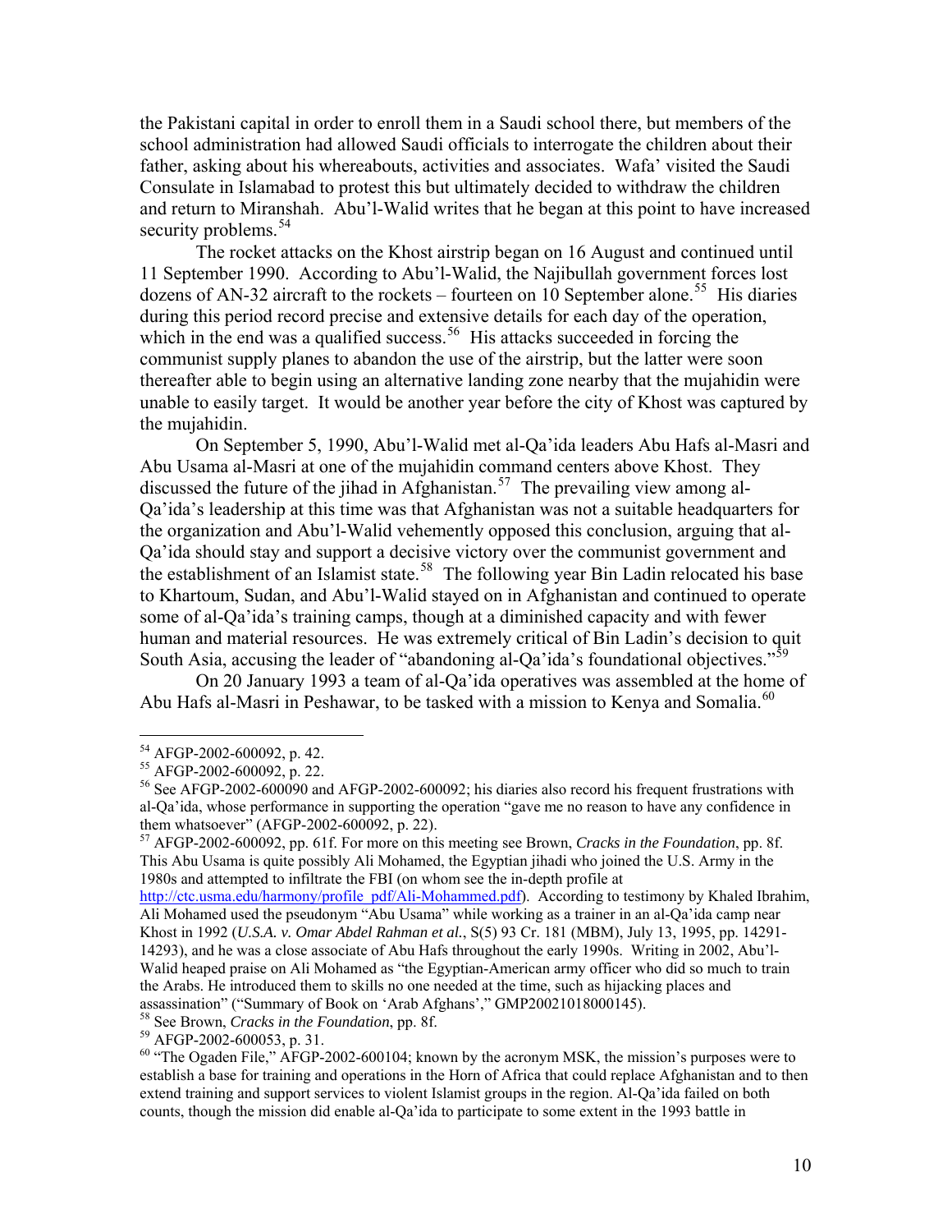the Pakistani capital in order to enroll them in a Saudi school there, but members of the school administration had allowed Saudi officials to interrogate the children about their father, asking about his whereabouts, activities and associates. Wafa' visited the Saudi Consulate in Islamabad to protest this but ultimately decided to withdraw the children and return to Miranshah. Abu'l-Walid writes that he began at this point to have increased security problems.[54]

The rocket attacks on the Khost airstrip began on 16 August and continued until 11 September 1990. According to Abu'l-Walid, the Najibullah government forces lost dozens of AN-32 aircraft to the rockets – fourteen on 10 September alone.[55] His diaries during this period record precise and extensive details for each day of the operation, which in the end was a qualified success.[56] His attacks succeeded in forcing the communist supply planes to abandon the use of the airstrip, but the latter were soon thereafter able to begin using an alternative landing zone nearby that the mujahidin were unable to easily target. It would be another year before the city of Khost was captured by the mujahidin.

On September 5, 1990, Abu'l-Walid met al-Qa'ida leaders Abu Hafs al-Masri and Abu Usama al-Masri at one of the mujahidin command centers above Khost. They discussed the future of the jihad in Afghanistan.[57] The prevailing view among al-Qa'ida's leadership at this time was that Afghanistan was not a suitable headquarters for the organization and Abu'l-Walid vehemently opposed this conclusion, arguing that al-Qa'ida should stay and support a decisive victory over the communist government and the establishment of an Islamist state.[58] The following year Bin Ladin relocated his base to Khartoum, Sudan, and Abu'l-Walid stayed on in Afghanistan and continued to operate some of al-Qa'ida's training camps, though at a diminished capacity and with fewer human and material resources. He was extremely critical of Bin Ladin's decision to quit South Asia, accusing the leader of "abandoning al-Qa'ida's foundational objectives."[59]

On 20 January 1993 a team of al-Qa'ida operatives was assembled at the home of Abu Hafs al-Masri in Peshawar, to be tasked with a mission to Kenya and Somalia.[60]

---

[54] AFGP-2002-600092, p. 42.

[55] AFGP-2002-600092, p. 22.

[56] See AFGP-2002-600090 and AFGP-2002-600092; his diaries also record his frequent frustrations with al-Qa'ida, whose performance in supporting the operation "gave me no reason to have any confidence in them whatsoever" (AFGP-2002-600092, p. 22).

[57] AFGP-2002-600092, pp. 61f. For more on this meeting see Brown, *Cracks in the Foundation*, pp. 8f. This Abu Usama is quite possibly Ali Mohamed, the Egyptian jihadi who joined the U.S. Army in the 1980s and attempted to infiltrate the FBI (on whom see the in-depth profile at http://ctc.usma.edu/harmony/profile_pdf/Ali-Mohammed.pdf). According to testimony by Khaled Ibrahim, Ali Mohamed used the pseudonym "Abu Usama" while working as a trainer in an al-Qa'ida camp near Khost in 1992 (*U.S.A. v. Omar Abdel Rahman et al.*, S(5) 93 Cr. 181 (MBM), July 13, 1995, pp. 14291-14293), and he was a close associate of Abu Hafs throughout the early 1990s. Writing in 2002, Abu'l-Walid heaped praise on Ali Mohamed as "the Egyptian-American army officer who did so much to train the Arabs. He introduced them to skills no one needed at the time, such as hijacking places and assassination" ("Summary of Book on 'Arab Afghans'," GMP20021018000145).

[58] See Brown, *Cracks in the Foundation*, pp. 8f.

[59] AFGP-2002-600053, p. 31.

[60] "The Ogaden File," AFGP-2002-600104; known by the acronym MSK, the mission's purposes were to establish a base for training and operations in the Horn of Africa that could replace Afghanistan and to then extend training and support services to violent Islamist groups in the region. Al-Qa'ida failed on both counts, though the mission did enable al-Qa'ida to participate to some extent in the 1993 battle in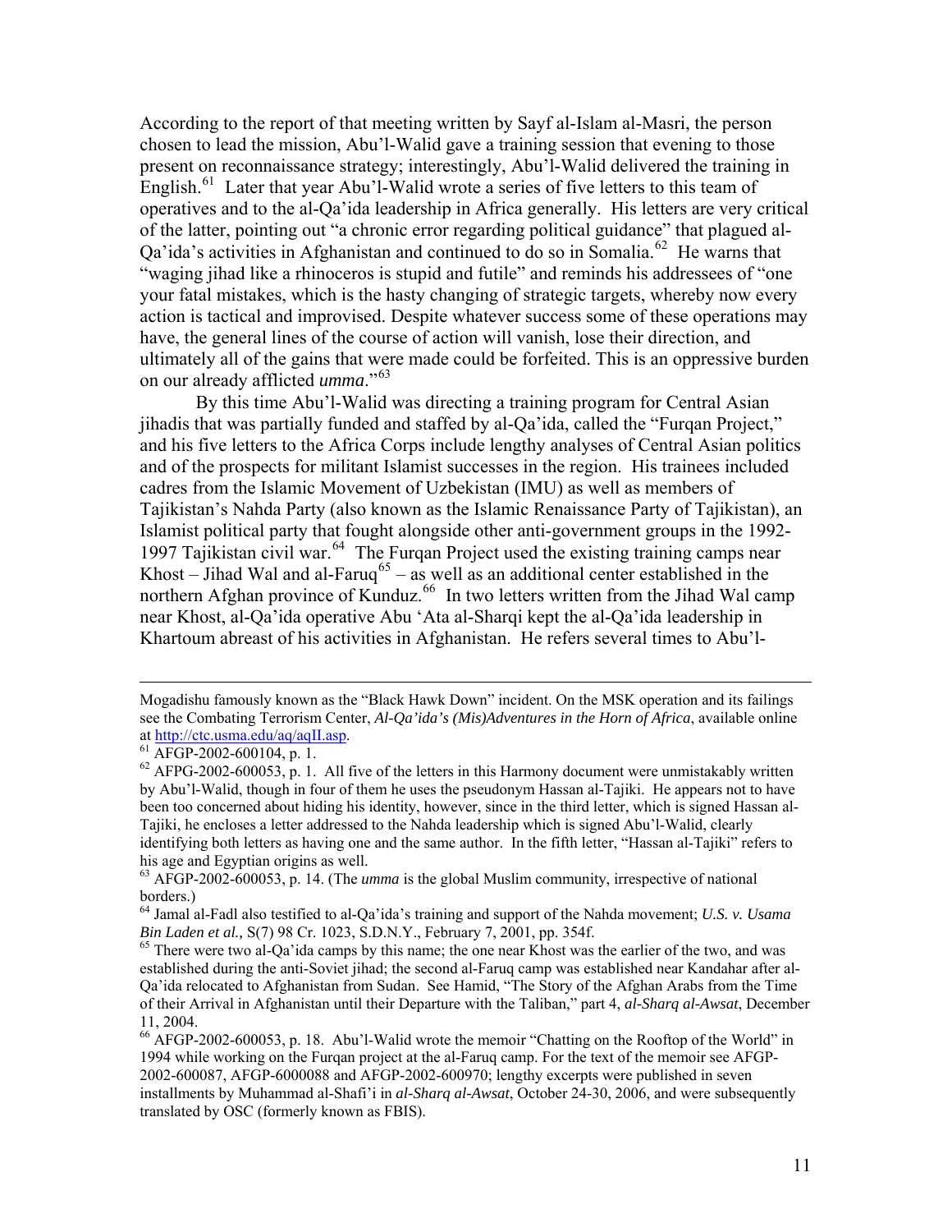According to the report of that meeting written by Sayf al-Islam al-Masri, the person chosen to lead the mission, Abu'l-Walid gave a training session that evening to those present on reconnaissance strategy; interestingly, Abu'l-Walid delivered the training in English.[61] Later that year Abu'l-Walid wrote a series of five letters to this team of operatives and to the al-Qa'ida leadership in Africa generally. His letters are very critical of the latter, pointing out "a chronic error regarding political guidance" that plagued al-Qa'ida's activities in Afghanistan and continued to do so in Somalia.[62] He warns that "waging jihad like a rhinoceros is stupid and futile" and reminds his addressees of "one your fatal mistakes, which is the hasty changing of strategic targets, whereby now every action is tactical and improvised. Despite whatever success some of these operations may have, the general lines of the course of action will vanish, lose their direction, and ultimately all of the gains that were made could be forfeited. This is an oppressive burden on our already afflicted *umma*."[63]

By this time Abu'l-Walid was directing a training program for Central Asian jihadis that was partially funded and staffed by al-Qa'ida, called the "Furqan Project," and his five letters to the Africa Corps include lengthy analyses of Central Asian politics and of the prospects for militant Islamist successes in the region. His trainees included cadres from the Islamic Movement of Uzbekistan (IMU) as well as members of Tajikistan's Nahda Party (also known as the Islamic Renaissance Party of Tajikistan), an Islamist political party that fought alongside other anti-government groups in the 1992-1997 Tajikistan civil war.[64] The Furqan Project used the existing training camps near Khost – Jihad Wal and al-Faruq[65] – as well as an additional center established in the northern Afghan province of Kunduz.[66] In two letters written from the Jihad Wal camp near Khost, al-Qa'ida operative Abu 'Ata al-Sharqi kept the al-Qa'ida leadership in Khartoum abreast of his activities in Afghanistan. He refers several times to Abu'l-

---

Mogadishu famously known as the "Black Hawk Down" incident. On the MSK operation and its failings see the Combating Terrorism Center, *Al-Qa'ida's (Mis)Adventures in the Horn of Africa*, available online at http://ctc.usma.edu/aq/aqII.asp.

[61] AFGP-2002-600104, p. 1.

[62] AFPG-2002-600053, p. 1. All five of the letters in this Harmony document were unmistakably written by Abu'l-Walid, though in four of them he uses the pseudonym Hassan al-Tajiki. He appears not to have been too concerned about hiding his identity, however, since in the third letter, which is signed Hassan al-Tajiki, he encloses a letter addressed to the Nahda leadership which is signed Abu'l-Walid, clearly identifying both letters as having one and the same author. In the fifth letter, "Hassan al-Tajiki" refers to his age and Egyptian origins as well.

[63] AFGP-2002-600053, p. 14. (The *umma* is the global Muslim community, irrespective of national borders.)

[64] Jamal al-Fadl also testified to al-Qa'ida's training and support of the Nahda movement; *U.S. v. Usama Bin Laden et al.,* S(7) 98 Cr. 1023, S.D.N.Y., February 7, 2001, pp. 354f.

[65] There were two al-Qa'ida camps by this name; the one near Khost was the earlier of the two, and was established during the anti-Soviet jihad; the second al-Faruq camp was established near Kandahar after al-Qa'ida relocated to Afghanistan from Sudan. See Hamid, "The Story of the Afghan Arabs from the Time of their Arrival in Afghanistan until their Departure with the Taliban," part 4, *al-Sharq al-Awsat*, December 11, 2004.

[66] AFGP-2002-600053, p. 18. Abu'l-Walid wrote the memoir "Chatting on the Rooftop of the World" in 1994 while working on the Furqan project at the al-Faruq camp. For the text of the memoir see AFGP-2002-600087, AFGP-6000088 and AFGP-2002-600970; lengthy excerpts were published in seven installments by Muhammad al-Shafi'i in *al-Sharq al-Awsat*, October 24-30, 2006, and were subsequently translated by OSC (formerly known as FBIS).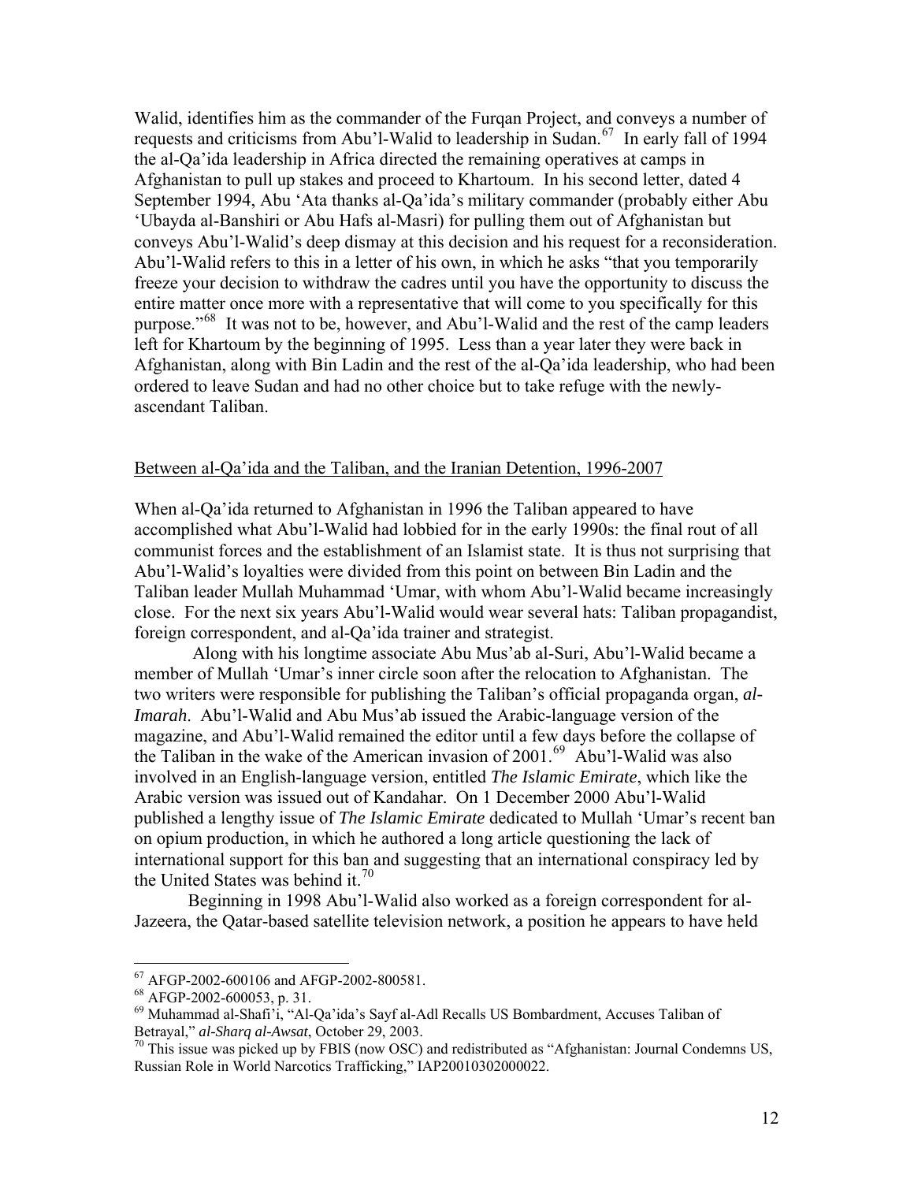Walid, identifies him as the commander of the Furqan Project, and conveys a number of requests and criticisms from Abu'l-Walid to leadership in Sudan.[67] In early fall of 1994 the al-Qa'ida leadership in Africa directed the remaining operatives at camps in Afghanistan to pull up stakes and proceed to Khartoum. In his second letter, dated 4 September 1994, Abu 'Ata thanks al-Qa'ida's military commander (probably either Abu 'Ubayda al-Banshiri or Abu Hafs al-Masri) for pulling them out of Afghanistan but conveys Abu'l-Walid's deep dismay at this decision and his request for a reconsideration. Abu'l-Walid refers to this in a letter of his own, in which he asks "that you temporarily freeze your decision to withdraw the cadres until you have the opportunity to discuss the entire matter once more with a representative that will come to you specifically for this purpose."[68] It was not to be, however, and Abu'l-Walid and the rest of the camp leaders left for Khartoum by the beginning of 1995. Less than a year later they were back in Afghanistan, along with Bin Ladin and the rest of the al-Qa'ida leadership, who had been ordered to leave Sudan and had no other choice but to take refuge with the newly-ascendant Taliban.

## Between al-Qa'ida and the Taliban, and the Iranian Detention, 1996-2007

When al-Qa'ida returned to Afghanistan in 1996 the Taliban appeared to have accomplished what Abu'l-Walid had lobbied for in the early 1990s: the final rout of all communist forces and the establishment of an Islamist state. It is thus not surprising that Abu'l-Walid's loyalties were divided from this point on between Bin Ladin and the Taliban leader Mullah Muhammad 'Umar, with whom Abu'l-Walid became increasingly close. For the next six years Abu'l-Walid would wear several hats: Taliban propagandist, foreign correspondent, and al-Qa'ida trainer and strategist.

Along with his longtime associate Abu Mus'ab al-Suri, Abu'l-Walid became a member of Mullah 'Umar's inner circle soon after the relocation to Afghanistan. The two writers were responsible for publishing the Taliban's official propaganda organ, *al-Imarah*. Abu'l-Walid and Abu Mus'ab issued the Arabic-language version of the magazine, and Abu'l-Walid remained the editor until a few days before the collapse of the Taliban in the wake of the American invasion of 2001.[69] Abu'l-Walid was also involved in an English-language version, entitled *The Islamic Emirate*, which like the Arabic version was issued out of Kandahar. On 1 December 2000 Abu'l-Walid published a lengthy issue of *The Islamic Emirate* dedicated to Mullah 'Umar's recent ban on opium production, in which he authored a long article questioning the lack of international support for this ban and suggesting that an international conspiracy led by the United States was behind it.[70]

Beginning in 1998 Abu'l-Walid also worked as a foreign correspondent for al-Jazeera, the Qatar-based satellite television network, a position he appears to have held

---

[67] AFGP-2002-600106 and AFGP-2002-800581.

[68] AFGP-2002-600053, p. 31.

[69] Muhammad al-Shafi'i, "Al-Qa'ida's Sayf al-Adl Recalls US Bombardment, Accuses Taliban of Betrayal," *al-Sharq al-Awsat*, October 29, 2003.

[70] This issue was picked up by FBIS (now OSC) and redistributed as "Afghanistan: Journal Condemns US, Russian Role in World Narcotics Trafficking," IAP20010302000022.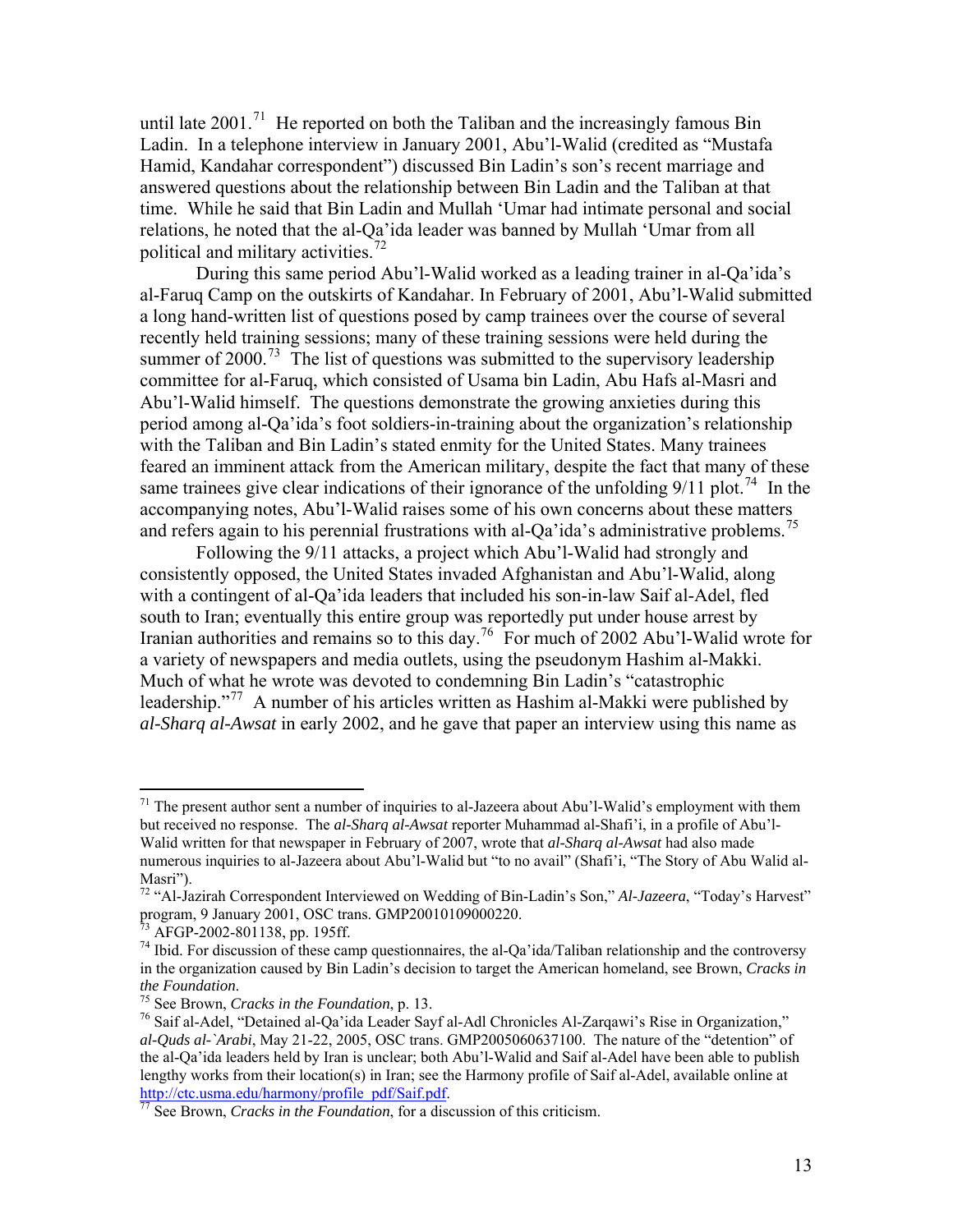until late 2001.[71] He reported on both the Taliban and the increasingly famous Bin Ladin. In a telephone interview in January 2001, Abu'l-Walid (credited as "Mustafa Hamid, Kandahar correspondent") discussed Bin Ladin's son's recent marriage and answered questions about the relationship between Bin Ladin and the Taliban at that time. While he said that Bin Ladin and Mullah 'Umar had intimate personal and social relations, he noted that the al-Qa'ida leader was banned by Mullah 'Umar from all political and military activities.[72]

During this same period Abu'l-Walid worked as a leading trainer in al-Qa'ida's al-Faruq Camp on the outskirts of Kandahar. In February of 2001, Abu'l-Walid submitted a long hand-written list of questions posed by camp trainees over the course of several recently held training sessions; many of these training sessions were held during the summer of 2000.[73] The list of questions was submitted to the supervisory leadership committee for al-Faruq, which consisted of Usama bin Ladin, Abu Hafs al-Masri and Abu'l-Walid himself. The questions demonstrate the growing anxieties during this period among al-Qa'ida's foot soldiers-in-training about the organization's relationship with the Taliban and Bin Ladin's stated enmity for the United States. Many trainees feared an imminent attack from the American military, despite the fact that many of these same trainees give clear indications of their ignorance of the unfolding 9/11 plot.[74] In the accompanying notes, Abu'l-Walid raises some of his own concerns about these matters and refers again to his perennial frustrations with al-Qa'ida's administrative problems.[75]

Following the 9/11 attacks, a project which Abu'l-Walid had strongly and consistently opposed, the United States invaded Afghanistan and Abu'l-Walid, along with a contingent of al-Qa'ida leaders that included his son-in-law Saif al-Adel, fled south to Iran; eventually this entire group was reportedly put under house arrest by Iranian authorities and remains so to this day.[76] For much of 2002 Abu'l-Walid wrote for a variety of newspapers and media outlets, using the pseudonym Hashim al-Makki. Much of what he wrote was devoted to condemning Bin Ladin's "catastrophic leadership."[77] A number of his articles written as Hashim al-Makki were published by *al-Sharq al-Awsat* in early 2002, and he gave that paper an interview using this name as

---

[71] The present author sent a number of inquiries to al-Jazeera about Abu'l-Walid's employment with them but received no response. The *al-Sharq al-Awsat* reporter Muhammad al-Shafi'i, in a profile of Abu'l-Walid written for that newspaper in February of 2007, wrote that *al-Sharq al-Awsat* had also made numerous inquiries to al-Jazeera about Abu'l-Walid but "to no avail" (Shafi'i, "The Story of Abu Walid al-Masri").

[72] "Al-Jazirah Correspondent Interviewed on Wedding of Bin-Ladin's Son," *Al-Jazeera*, "Today's Harvest" program, 9 January 2001, OSC trans. GMP20010109000220.

[73] AFGP-2002-801138, pp. 195ff.

[74] Ibid. For discussion of these camp questionnaires, the al-Qa'ida/Taliban relationship and the controversy in the organization caused by Bin Ladin's decision to target the American homeland, see Brown, *Cracks in the Foundation*.

[75] See Brown, *Cracks in the Foundation*, p. 13.

[76] Saif al-Adel, "Detained al-Qa'ida Leader Sayf al-Adl Chronicles Al-Zarqawi's Rise in Organization," *al-Quds al-`Arabi*, May 21-22, 2005, OSC trans. GMP2005060637100. The nature of the "detention" of the al-Qa'ida leaders held by Iran is unclear; both Abu'l-Walid and Saif al-Adel have been able to publish lengthy works from their location(s) in Iran; see the Harmony profile of Saif al-Adel, available online at http://ctc.usma.edu/harmony/profile_pdf/Saif.pdf.

[77] See Brown, *Cracks in the Foundation*, for a discussion of this criticism.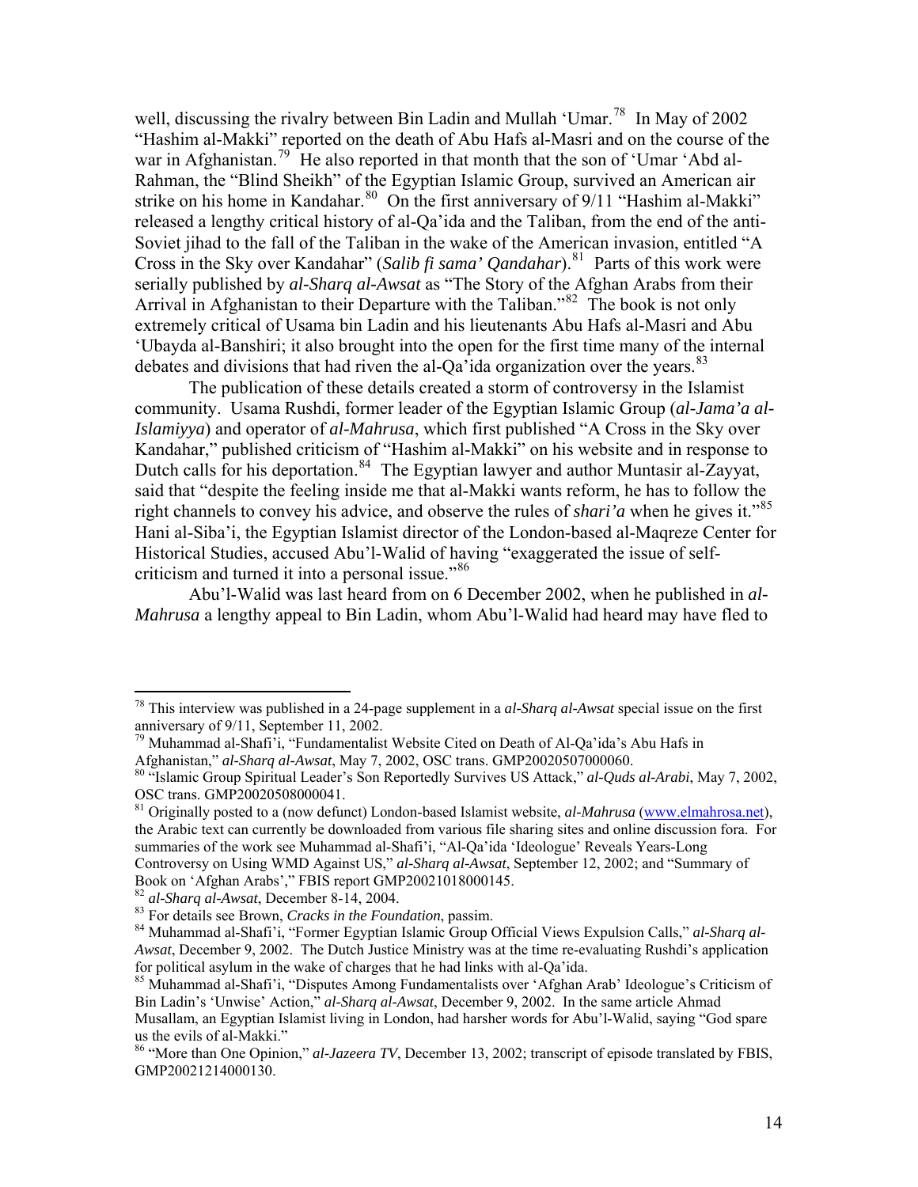well, discussing the rivalry between Bin Ladin and Mullah 'Umar.[78] In May of 2002 "Hashim al-Makki" reported on the death of Abu Hafs al-Masri and on the course of the war in Afghanistan.[79] He also reported in that month that the son of 'Umar 'Abd al-Rahman, the "Blind Sheikh" of the Egyptian Islamic Group, survived an American air strike on his home in Kandahar.[80] On the first anniversary of 9/11 "Hashim al-Makki" released a lengthy critical history of al-Qa'ida and the Taliban, from the end of the anti-Soviet jihad to the fall of the Taliban in the wake of the American invasion, entitled "A Cross in the Sky over Kandahar" (*Salib fi sama' Qandahar*).[81] Parts of this work were serially published by *al-Sharq al-Awsat* as "The Story of the Afghan Arabs from their Arrival in Afghanistan to their Departure with the Taliban."[82] The book is not only extremely critical of Usama bin Ladin and his lieutenants Abu Hafs al-Masri and Abu 'Ubayda al-Banshiri; it also brought into the open for the first time many of the internal debates and divisions that had riven the al-Qa'ida organization over the years.[83]

The publication of these details created a storm of controversy in the Islamist community. Usama Rushdi, former leader of the Egyptian Islamic Group (*al-Jama'a al-Islamiyya*) and operator of *al-Mahrusa*, which first published "A Cross in the Sky over Kandahar," published criticism of "Hashim al-Makki" on his website and in response to Dutch calls for his deportation.[84] The Egyptian lawyer and author Muntasir al-Zayyat, said that "despite the feeling inside me that al-Makki wants reform, he has to follow the right channels to convey his advice, and observe the rules of *shari'a* when he gives it."[85] Hani al-Siba'i, the Egyptian Islamist director of the London-based al-Maqreze Center for Historical Studies, accused Abu'l-Walid of having "exaggerated the issue of self-criticism and turned it into a personal issue."[86]

Abu'l-Walid was last heard from on 6 December 2002, when he published in *al-Mahrusa* a lengthy appeal to Bin Ladin, whom Abu'l-Walid had heard may have fled to

---

[78] This interview was published in a 24-page supplement in a *al-Sharq al-Awsat* special issue on the first anniversary of 9/11, September 11, 2002.

[79] Muhammad al-Shafi'i, "Fundamentalist Website Cited on Death of Al-Qa'ida's Abu Hafs in Afghanistan," *al-Sharq al-Awsat*, May 7, 2002, OSC trans. GMP20020507000060.

[80] "Islamic Group Spiritual Leader's Son Reportedly Survives US Attack," *al-Quds al-Arabi*, May 7, 2002, OSC trans. GMP20020508000041.

[81] Originally posted to a (now defunct) London-based Islamist website, *al-Mahrusa* (www.elmahrosa.net), the Arabic text can currently be downloaded from various file sharing sites and online discussion fora. For summaries of the work see Muhammad al-Shafi'i, "Al-Qa'ida 'Ideologue' Reveals Years-Long Controversy on Using WMD Against US," *al-Sharq al-Awsat*, September 12, 2002; and "Summary of Book on 'Afghan Arabs'," FBIS report GMP20021018000145.

[82] *al-Sharq al-Awsat*, December 8-14, 2004.

[83] For details see Brown, *Cracks in the Foundation*, passim.

[84] Muhammad al-Shafi'i, "Former Egyptian Islamic Group Official Views Expulsion Calls," *al-Sharq al-Awsat*, December 9, 2002. The Dutch Justice Ministry was at the time re-evaluating Rushdi's application for political asylum in the wake of charges that he had links with al-Qa'ida.

[85] Muhammad al-Shafi'i, "Disputes Among Fundamentalists over 'Afghan Arab' Ideologue's Criticism of Bin Ladin's 'Unwise' Action," *al-Sharq al-Awsat*, December 9, 2002. In the same article Ahmad Musallam, an Egyptian Islamist living in London, had harsher words for Abu'l-Walid, saying "God spare us the evils of al-Makki."

[86] "More than One Opinion," *al-Jazeera TV*, December 13, 2002; transcript of episode translated by FBIS, GMP20021214000130.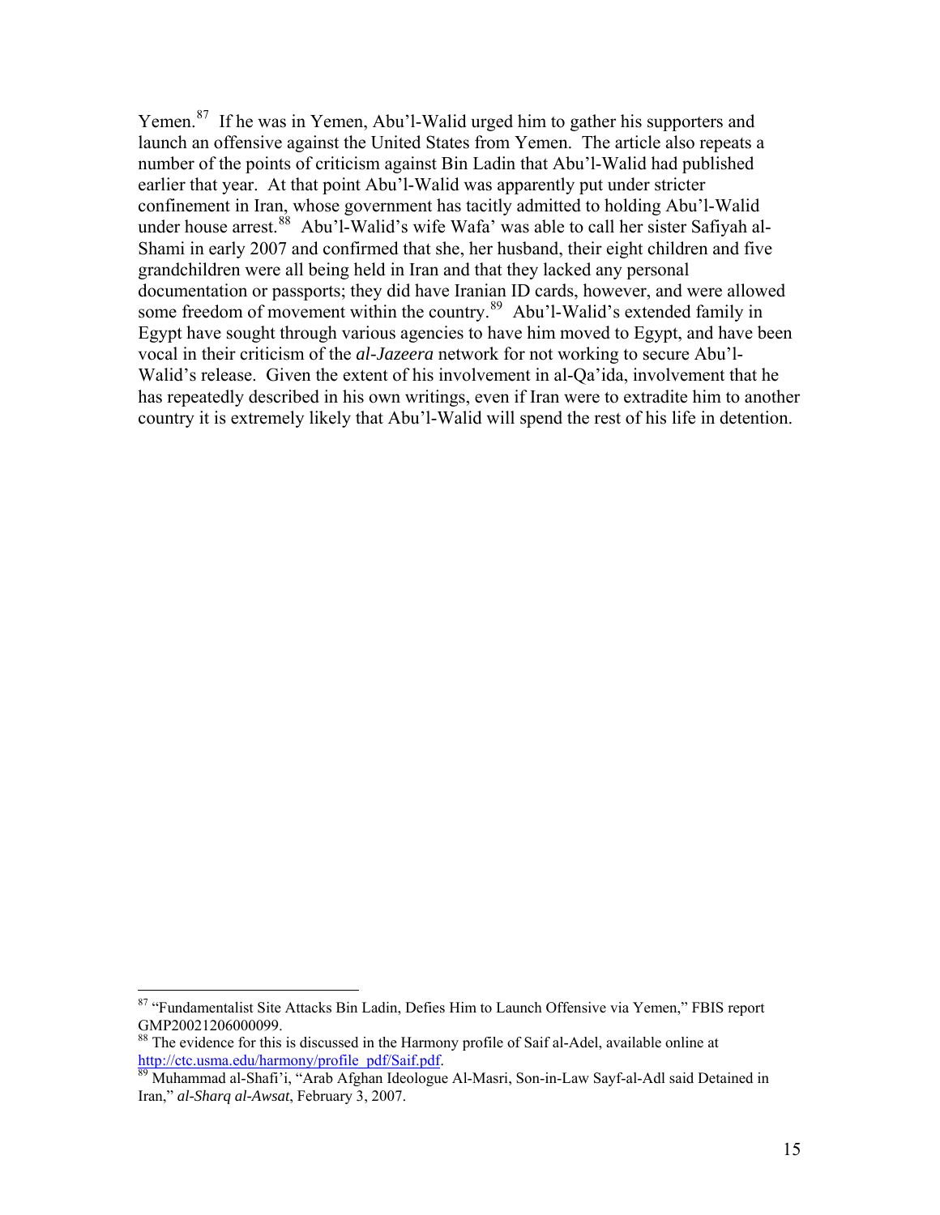Yemen.[87] If he was in Yemen, Abu'l-Walid urged him to gather his supporters and launch an offensive against the United States from Yemen. The article also repeats a number of the points of criticism against Bin Ladin that Abu'l-Walid had published earlier that year. At that point Abu'l-Walid was apparently put under stricter confinement in Iran, whose government has tacitly admitted to holding Abu'l-Walid under house arrest.[88] Abu'l-Walid's wife Wafa' was able to call her sister Safiyah al-Shami in early 2007 and confirmed that she, her husband, their eight children and five grandchildren were all being held in Iran and that they lacked any personal documentation or passports; they did have Iranian ID cards, however, and were allowed some freedom of movement within the country.[89] Abu'l-Walid's extended family in Egypt have sought through various agencies to have him moved to Egypt, and have been vocal in their criticism of the *al-Jazeera* network for not working to secure Abu'l-Walid's release. Given the extent of his involvement in al-Qa'ida, involvement that he has repeatedly described in his own writings, even if Iran were to extradite him to another country it is extremely likely that Abu'l-Walid will spend the rest of his life in detention.

---

[87] "Fundamentalist Site Attacks Bin Ladin, Defies Him to Launch Offensive via Yemen," FBIS report GMP20021206000099.

[88] The evidence for this is discussed in the Harmony profile of Saif al-Adel, available online at http://ctc.usma.edu/harmony/profile_pdf/Saif.pdf.

[89] Muhammad al-Shafi'i, "Arab Afghan Ideologue Al-Masri, Son-in-Law Sayf-al-Adl said Detained in Iran," *al-Sharq al-Awsat*, February 3, 2007.